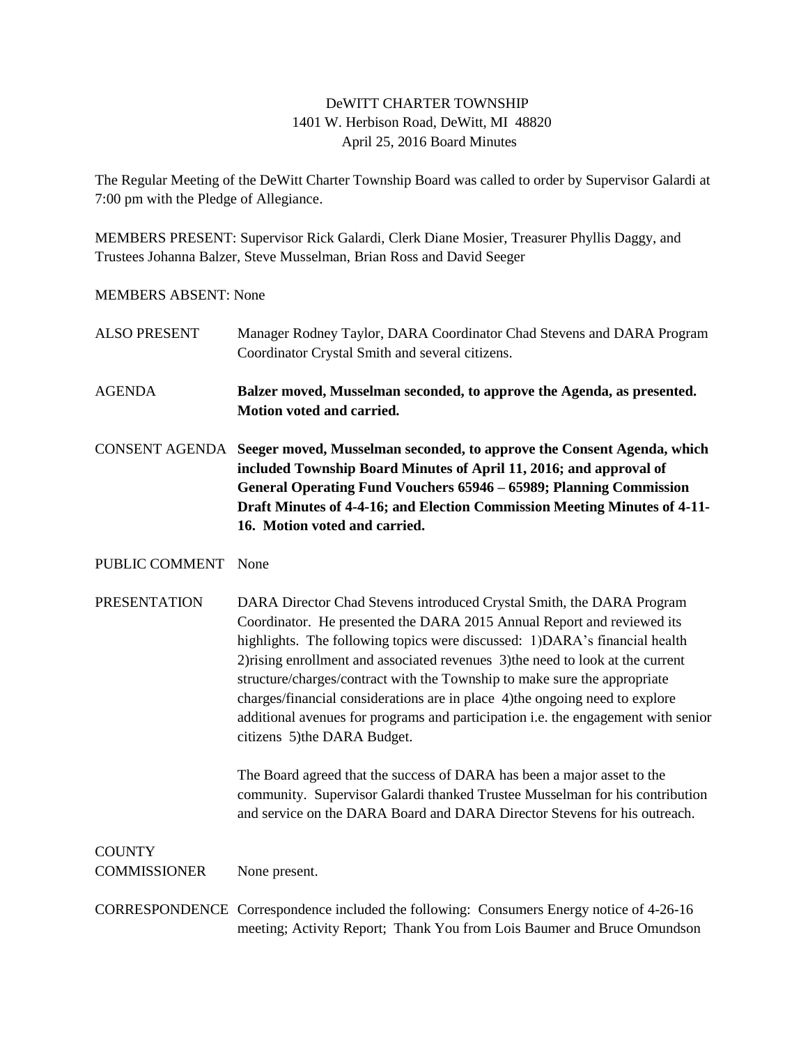DeWITT CHARTER TOWNSHIP
1401 W. Herbison Road, DeWitt, MI 48820
April 25, 2016 Board Minutes

The Regular Meeting of the DeWitt Charter Township Board was called to order by Supervisor Galardi at 7:00 pm with the Pledge of Allegiance.

MEMBERS PRESENT: Supervisor Rick Galardi, Clerk Diane Mosier, Treasurer Phyllis Daggy, and Trustees Johanna Balzer, Steve Musselman, Brian Ross and David Seeger

MEMBERS ABSENT: None

ALSO PRESENT Manager Rodney Taylor, DARA Coordinator Chad Stevens and DARA Program Coordinator Crystal Smith and several citizens.

AGENDA **Balzer moved, Musselman seconded, to approve the Agenda, as presented. Motion voted and carried.**

CONSENT AGENDA **Seeger moved, Musselman seconded, to approve the Consent Agenda, which included Township Board Minutes of April 11, 2016; and approval of General Operating Fund Vouchers 65946 – 65989; Planning Commission Draft Minutes of 4-4-16; and Election Commission Meeting Minutes of 4-11-16. Motion voted and carried.**

PUBLIC COMMENT None

PRESENTATION DARA Director Chad Stevens introduced Crystal Smith, the DARA Program Coordinator. He presented the DARA 2015 Annual Report and reviewed its highlights. The following topics were discussed: 1)DARA's financial health 2)rising enrollment and associated revenues 3)the need to look at the current structure/charges/contract with the Township to make sure the appropriate charges/financial considerations are in place 4)the ongoing need to explore additional avenues for programs and participation i.e. the engagement with senior citizens 5)the DARA Budget.

The Board agreed that the success of DARA has been a major asset to the community. Supervisor Galardi thanked Trustee Musselman for his contribution and service on the DARA Board and DARA Director Stevens for his outreach.

COUNTY COMMISSIONER None present.

CORRESPONDENCE Correspondence included the following: Consumers Energy notice of 4-26-16 meeting; Activity Report; Thank You from Lois Baumer and Bruce Omundson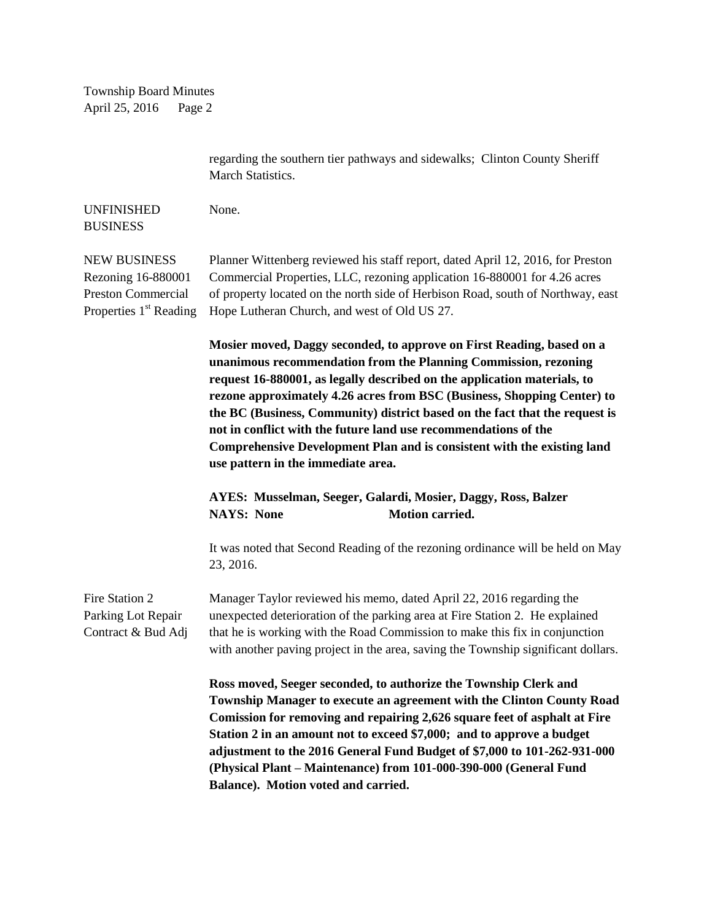regarding the southern tier pathways and sidewalks; Clinton County Sheriff March Statistics.

UNFINISHED BUSINESS

None.

NEW BUSINESS
Rezoning 16-880001
Preston Commercial
Properties 1st Reading

Planner Wittenberg reviewed his staff report, dated April 12, 2016, for Preston Commercial Properties, LLC, rezoning application 16-880001 for 4.26 acres of property located on the north side of Herbison Road, south of Northway, east Hope Lutheran Church, and west of Old US 27.

**Mosier moved, Daggy seconded, to approve on First Reading, based on a unanimous recommendation from the Planning Commission, rezoning request 16-880001, as legally described on the application materials, to rezone approximately 4.26 acres from BSC (Business, Shopping Center) to the BC (Business, Community) district based on the fact that the request is not in conflict with the future land use recommendations of the Comprehensive Development Plan and is consistent with the existing land use pattern in the immediate area.**

**AYES: Musselman, Seeger, Galardi, Mosier, Daggy, Ross, Balzer**
**NAYS: None Motion carried.**

It was noted that Second Reading of the rezoning ordinance will be held on May 23, 2016.

Fire Station 2
Parking Lot Repair
Contract & Bud Adj

Manager Taylor reviewed his memo, dated April 22, 2016 regarding the unexpected deterioration of the parking area at Fire Station 2. He explained that he is working with the Road Commission to make this fix in conjunction with another paving project in the area, saving the Township significant dollars.

**Ross moved, Seeger seconded, to authorize the Township Clerk and Township Manager to execute an agreement with the Clinton County Road Comission for removing and repairing 2,626 square feet of asphalt at Fire Station 2 in an amount not to exceed $7,000; and to approve a budget adjustment to the 2016 General Fund Budget of $7,000 to 101-262-931-000 (Physical Plant – Maintenance) from 101-000-390-000 (General Fund Balance). Motion voted and carried.**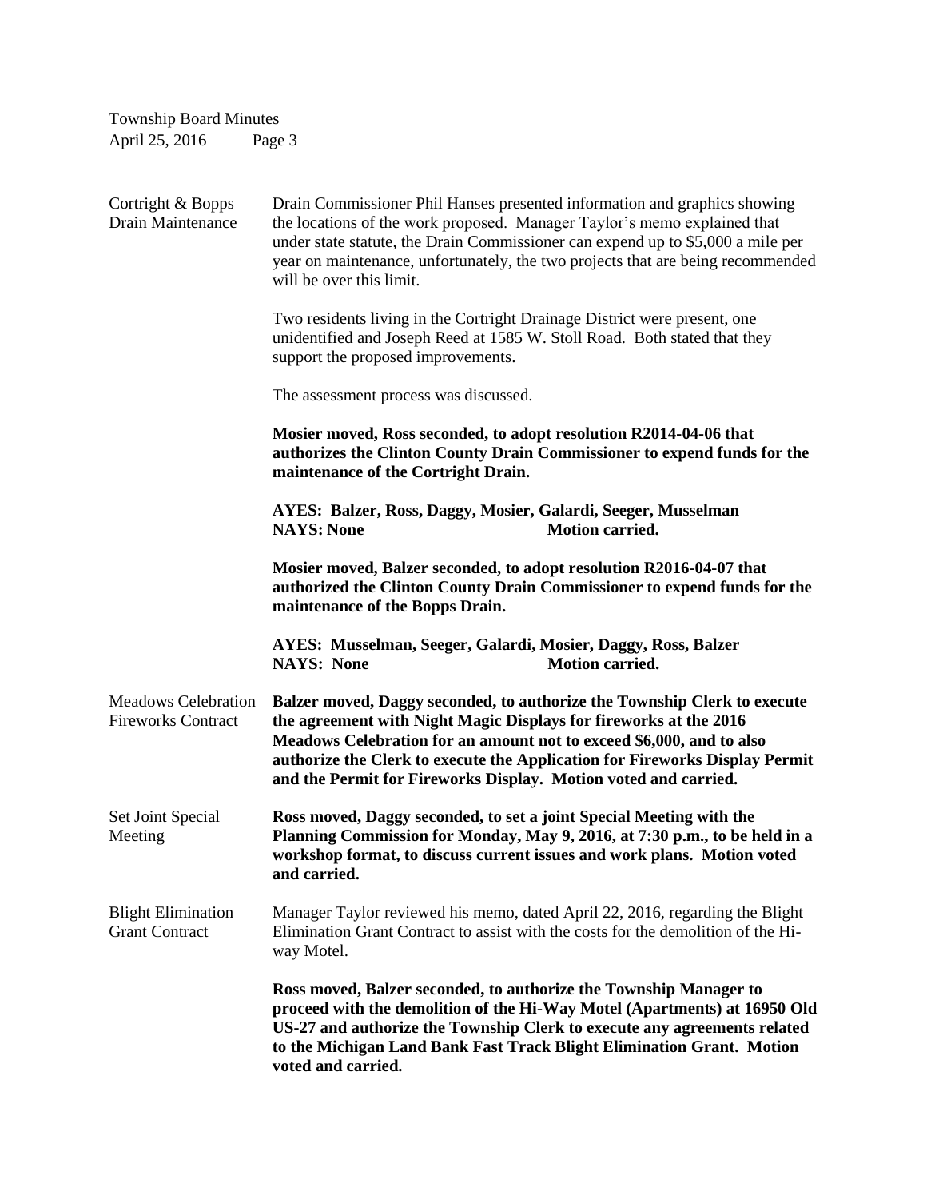Cortright & Bopps Drain Maintenance

Drain Commissioner Phil Hanses presented information and graphics showing the locations of the work proposed. Manager Taylor's memo explained that under state statute, the Drain Commissioner can expend up to $5,000 a mile per year on maintenance, unfortunately, the two projects that are being recommended will be over this limit.

Two residents living in the Cortright Drainage District were present, one unidentified and Joseph Reed at 1585 W. Stoll Road. Both stated that they support the proposed improvements.

The assessment process was discussed.

**Mosier moved, Ross seconded, to adopt resolution R2014-04-06 that authorizes the Clinton County Drain Commissioner to expend funds for the maintenance of the Cortright Drain.**

**AYES: Balzer, Ross, Daggy, Mosier, Galardi, Seeger, Musselman**
**NAYS: None Motion carried.**

**Mosier moved, Balzer seconded, to adopt resolution R2016-04-07 that authorized the Clinton County Drain Commissioner to expend funds for the maintenance of the Bopps Drain.**

**AYES: Musselman, Seeger, Galardi, Mosier, Daggy, Ross, Balzer**
**NAYS: None Motion carried.**

Meadows Celebration Fireworks Contract

**Balzer moved, Daggy seconded, to authorize the Township Clerk to execute the agreement with Night Magic Displays for fireworks at the 2016 Meadows Celebration for an amount not to exceed $6,000, and to also authorize the Clerk to execute the Application for Fireworks Display Permit and the Permit for Fireworks Display. Motion voted and carried.**

Set Joint Special Meeting

**Ross moved, Daggy seconded, to set a joint Special Meeting with the Planning Commission for Monday, May 9, 2016, at 7:30 p.m., to be held in a workshop format, to discuss current issues and work plans. Motion voted and carried.**

Blight Elimination Grant Contract

Manager Taylor reviewed his memo, dated April 22, 2016, regarding the Blight Elimination Grant Contract to assist with the costs for the demolition of the Hi-way Motel.

**Ross moved, Balzer seconded, to authorize the Township Manager to proceed with the demolition of the Hi-Way Motel (Apartments) at 16950 Old US-27 and authorize the Township Clerk to execute any agreements related to the Michigan Land Bank Fast Track Blight Elimination Grant. Motion voted and carried.**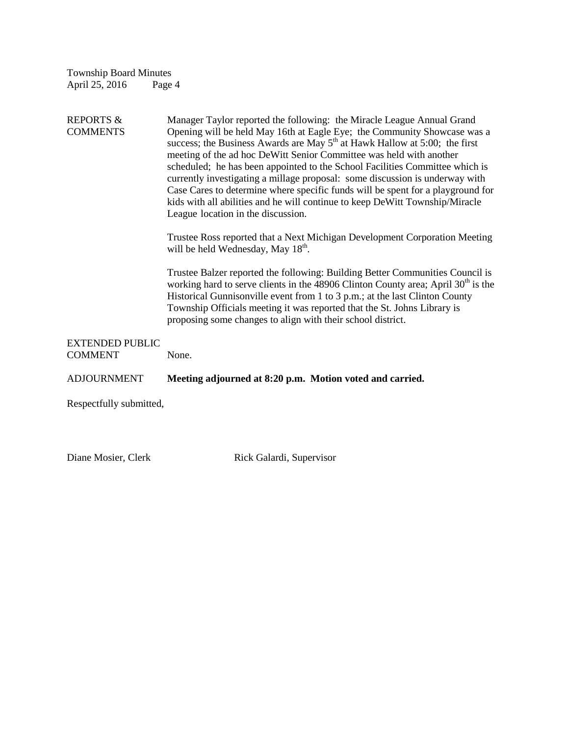REPORTS & COMMENTS

Manager Taylor reported the following: the Miracle League Annual Grand Opening will be held May 16th at Eagle Eye; the Community Showcase was a success; the Business Awards are May 5th at Hawk Hallow at 5:00; the first meeting of the ad hoc DeWitt Senior Committee was held with another scheduled; he has been appointed to the School Facilities Committee which is currently investigating a millage proposal: some discussion is underway with Case Cares to determine where specific funds will be spent for a playground for kids with all abilities and he will continue to keep DeWitt Township/Miracle League location in the discussion.

Trustee Ross reported that a Next Michigan Development Corporation Meeting will be held Wednesday, May 18th.

Trustee Balzer reported the following: Building Better Communities Council is working hard to serve clients in the 48906 Clinton County area; April 30th is the Historical Gunnisonville event from 1 to 3 p.m.; at the last Clinton County Township Officials meeting it was reported that the St. Johns Library is proposing some changes to align with their school district.

EXTENDED PUBLIC COMMENT

None.

ADJOURNMENT

**Meeting adjourned at 8:20 p.m. Motion voted and carried.**

Respectfully submitted,

Diane Mosier, Clerk

Rick Galardi, Supervisor